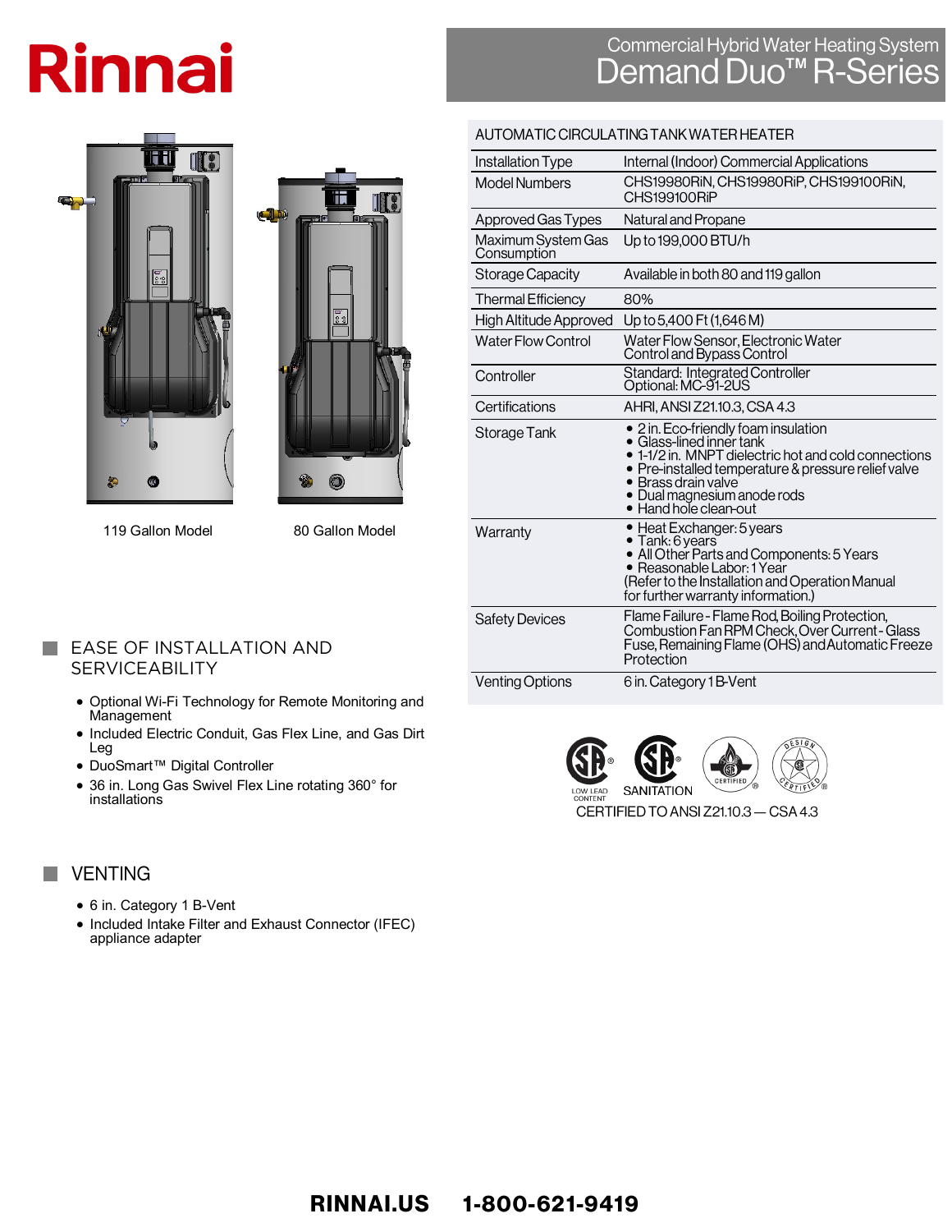# Rinnai

## Commercial Hybrid Water Heating System
# Demand Duo™ R-Series

119 Gallon Model

80 Gallon Model

| AUTOMATIC CIRCULATING TANK WATER HEATER | |
|---|---|
| Installation Type | Internal (Indoor) Commercial Applications |
| Model Numbers | CHS19980RiN, CHS19980RiP, CHS199100RiN, CHS199100RiP |
| Approved Gas Types | Natural and Propane |
| Maximum System Gas Consumption | Up to 199,000 BTU/h |
| Storage Capacity | Available in both 80 and 119 gallon |
| Thermal Efficiency | 80% |
| High Altitude Approved | Up to 5,400 Ft (1,646 M) |
| Water Flow Control | Water Flow Sensor, Electronic Water Control and Bypass Control |
| Controller | Standard: Integrated Controller<br>Optional: MC-91-2US |
| Certifications | AHRI, ANSI Z21.10.3, CSA 4.3 |
| Storage Tank | • 2 in. Eco-friendly foam insulation<br>• Glass-lined inner tank<br>• 1-1/2 in. MNPT dielectric hot and cold connections<br>• Pre-installed temperature & pressure relief valve<br>• Brass drain valve<br>• Dual magnesium anode rods<br>• Hand hole clean-out |
| Warranty | • Heat Exchanger: 5 years<br>• Tank: 6 years<br>• All Other Parts and Components: 5 Years<br>• Reasonable Labor: 1 Year<br>(Refer to the Installation and Operation Manual for further warranty information.) |
| Safety Devices | Flame Failure - Flame Rod, Boiling Protection, Combustion Fan RPM Check, Over Current - Glass Fuse, Remaining Flame (OHS) and Automatic Freeze Protection |
| Venting Options | 6 in. Category 1 B-Vent |

LOW LEAD CONTENT  SANITATION  CERTIFIED  DESIGN CERTIFIED

CERTIFIED TO ANSI Z21.10.3 — CSA 4.3

## EASE OF INSTALLATION AND SERVICEABILITY

- Optional Wi-Fi Technology for Remote Monitoring and Management
- Included Electric Conduit, Gas Flex Line, and Gas Dirt Leg
- DuoSmart™ Digital Controller
- 36 in. Long Gas Swivel Flex Line rotating 360° for installations

## VENTING

- 6 in. Category 1 B-Vent
- Included Intake Filter and Exhaust Connector (IFEC) appliance adapter

**RINNAI.US    1-800-621-9419**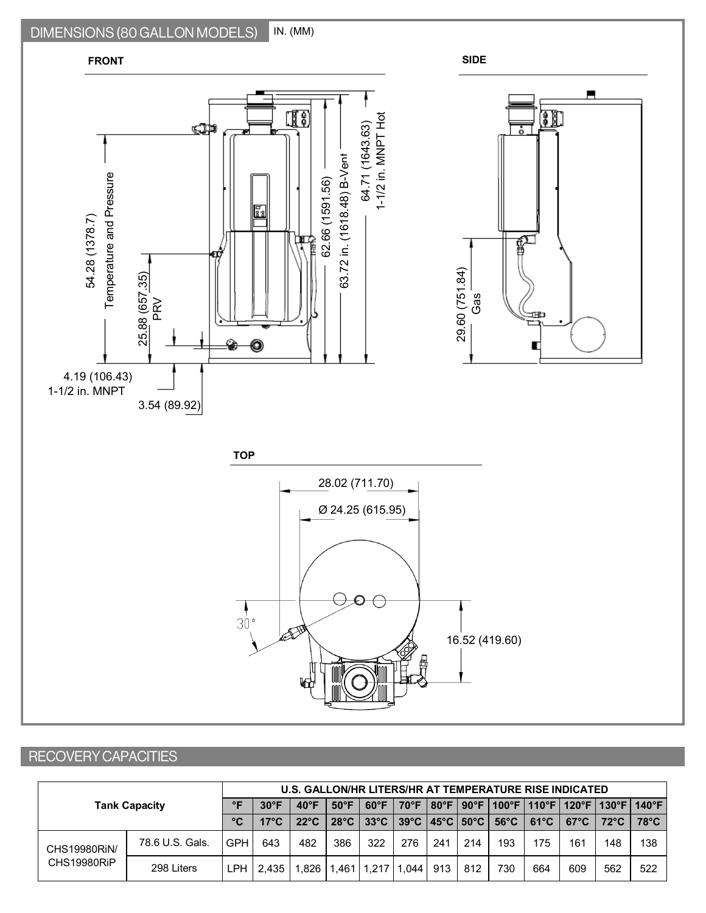## DIMENSIONS (80 GALLON MODELS) IN. (MM)

**FRONT**

54.28 (1378.7) Temperature and Pressure

25.88 (657.35) PRV

62.66 (1591.56)

63.72 in. (1618.48) B-Vent

64.71 (1643.63) 1-1/2 in. MNPT Hot

4.19 (106.43) 1-1/2 in. MNPT

3.54 (89.92)

**SIDE**

29.60 (751.84) Gas

**TOP**

28.02 (711.70)

Ø 24.25 (615.95)

30°

16.52 (419.60)

## RECOVERY CAPACITIES

| Tank Capacity | | U.S. GALLON/HR LITERS/HR AT TEMPERATURE RISE INDICATED | | | | | | | | | | | |
|---|---|---|---|---|---|---|---|---|---|---|---|---|---|
| | | °F | 30°F | 40°F | 50°F | 60°F | 70°F | 80°F | 90°F | 100°F | 110°F | 120°F | 130°F | 140°F |
| | | °C | 17°C | 22°C | 28°C | 33°C | 39°C | 45°C | 50°C | 56°C | 61°C | 67°C | 72°C | 78°C |
| CHS19980RiN/ CHS19980RiP | 78.6 U.S. Gals. | GPH | 643 | 482 | 386 | 322 | 276 | 241 | 214 | 193 | 175 | 161 | 148 | 138 |
| | 298 Liters | LPH | 2,435 | 1,826 | 1,461 | 1,217 | 1,044 | 913 | 812 | 730 | 664 | 609 | 562 | 522 |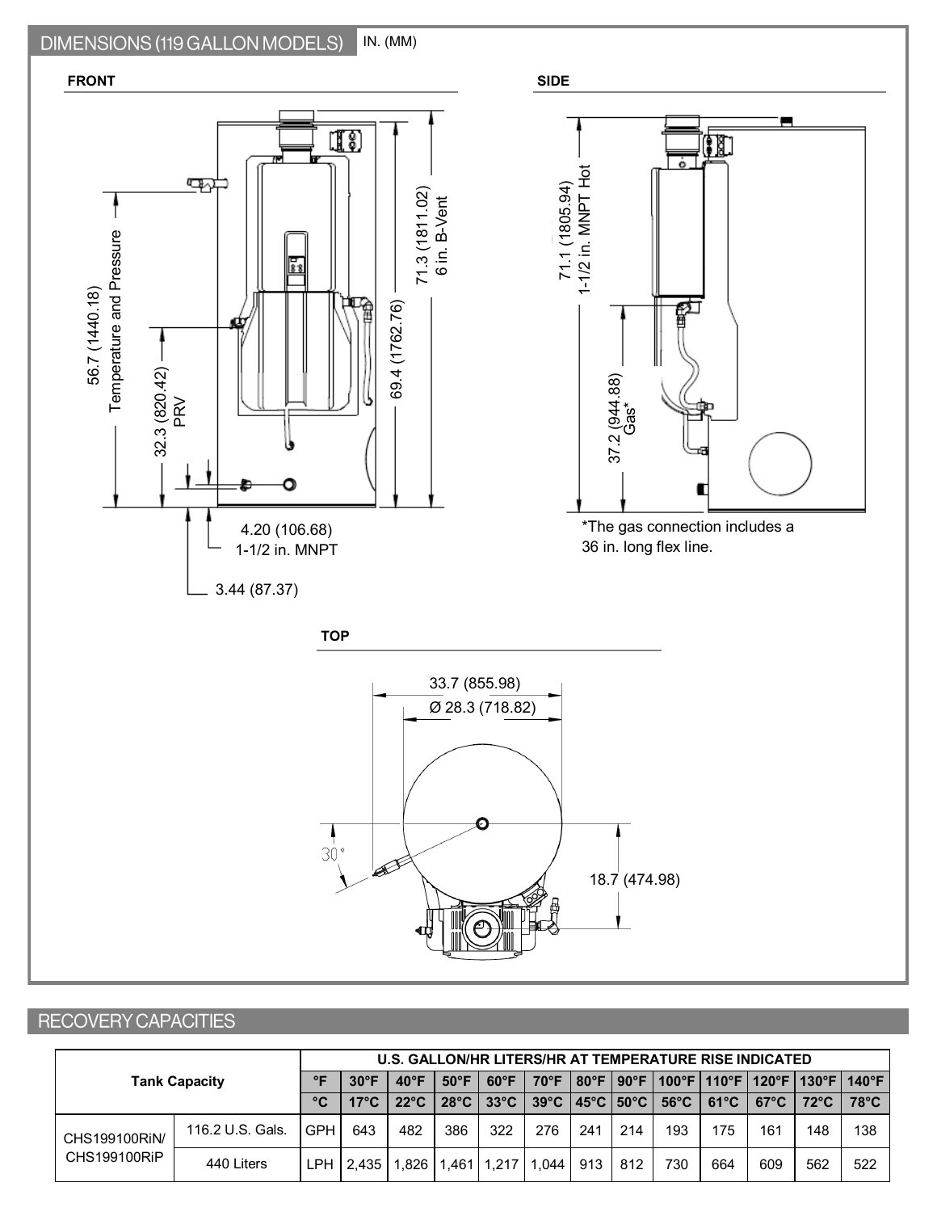## DIMENSIONS (119 GALLON MODELS) IN. (MM)

**FRONT**

- 71.3 (1811.02) 6 in. B-Vent
- 69.4 (1762.76)
- 56.7 (1440.18) Temperature and Pressure
- 32.3 (820.42) PRV
- 4.20 (106.68) 1-1/2 in. MNPT
- 3.44 (87.37)

**SIDE**

- 71.1 (1805.94) 1-1/2 in. MNPT Hot
- 37.2 (944.88) Gas*

*The gas connection includes a 36 in. long flex line.

**TOP**

- 33.7 (855.98)
- Ø 28.3 (718.82)
- 30°
- 18.7 (474.98)

## RECOVERY CAPACITIES

| Tank Capacity | | U.S. GALLON/HR LITERS/HR AT TEMPERATURE RISE INDICATED | | | | | | | | | | | | |
|---|---|---|---|---|---|---|---|---|---|---|---|---|---|---|
| | | °F | 30°F | 40°F | 50°F | 60°F | 70°F | 80°F | 90°F | 100°F | 110°F | 120°F | 130°F | 140°F |
| | | °C | 17°C | 22°C | 28°C | 33°C | 39°C | 45°C | 50°C | 56°C | 61°C | 67°C | 72°C | 78°C |
| CHS199100RiN/ CHS199100RiP | 116.2 U.S. Gals. | GPH | 643 | 482 | 386 | 322 | 276 | 241 | 214 | 193 | 175 | 161 | 148 | 138 |
| | 440 Liters | LPH | 2,435 | 1,826 | 1,461 | 1,217 | 1,044 | 913 | 812 | 730 | 664 | 609 | 562 | 522 |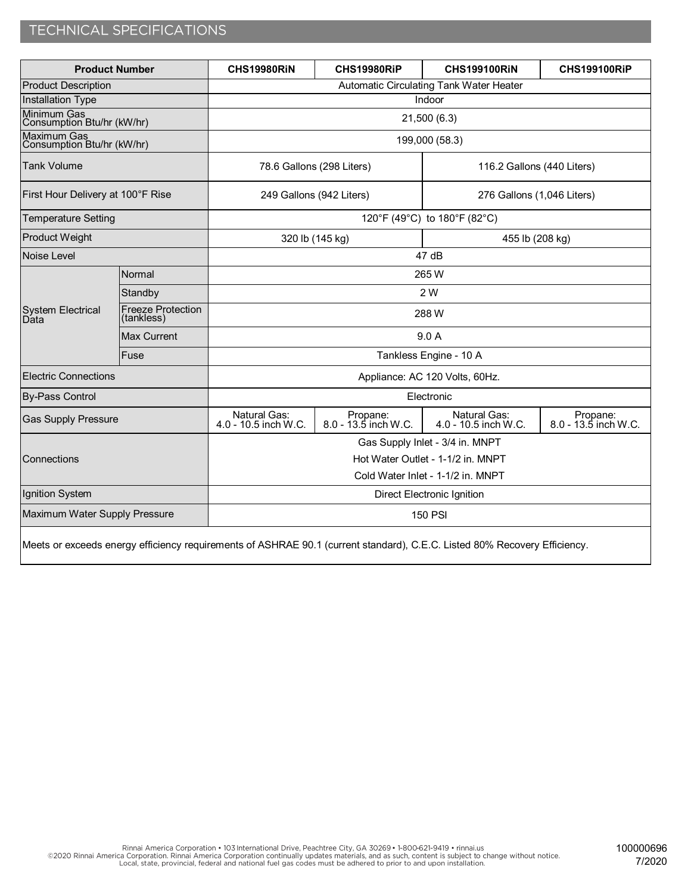## TECHNICAL SPECIFICATIONS

| Product Number | | CHS19980RiN | CHS19980RiP | CHS199100RiN | CHS199100RiP |
|---|---|---|---|---|---|
| Product Description | | Automatic Circulating Tank Water Heater | | | |
| Installation Type | | Indoor | | | |
| Minimum Gas Consumption Btu/hr (kW/hr) | | 21,500 (6.3) | | | |
| Maximum Gas Consumption Btu/hr (kW/hr) | | 199,000 (58.3) | | | |
| Tank Volume | | 78.6 Gallons (298 Liters) | | 116.2 Gallons (440 Liters) | |
| First Hour Delivery at 100°F Rise | | 249 Gallons (942 Liters) | | 276 Gallons (1,046 Liters) | |
| Temperature Setting | | 120°F (49°C) to 180°F (82°C) | | | |
| Product Weight | | 320 lb (145 kg) | | 455 lb (208 kg) | |
| Noise Level | | 47 dB | | | |
| System Electrical Data | Normal | 265 W | | | |
| | Standby | 2 W | | | |
| | Freeze Protection (tankless) | 288 W | | | |
| | Max Current | 9.0 A | | | |
| | Fuse | Tankless Engine - 10 A | | | |
| Electric Connections | | Appliance: AC 120 Volts, 60Hz. | | | |
| By-Pass Control | | Electronic | | | |
| Gas Supply Pressure | | Natural Gas: 4.0 - 10.5 inch W.C. | Propane: 8.0 - 13.5 inch W.C. | Natural Gas: 4.0 - 10.5 inch W.C. | Propane: 8.0 - 13.5 inch W.C. |
| Connections | | Gas Supply Inlet - 3/4 in. MNPT<br>Hot Water Outlet - 1-1/2 in. MNPT<br>Cold Water Inlet - 1-1/2 in. MNPT | | | |
| Ignition System | | Direct Electronic Ignition | | | |
| Maximum Water Supply Pressure | | 150 PSI | | | |

Meets or exceeds energy efficiency requirements of ASHRAE 90.1 (current standard), C.E.C. Listed 80% Recovery Efficiency.

Rinnai America Corporation • 103 International Drive, Peachtree City, GA 30269 • 1-800-621-9419 • rinnai.us
©2020 Rinnai America Corporation. Rinnai America Corporation continually updates materials, and as such, content is subject to change without notice.
Local, state, provincial, federal and national fuel gas codes must be adhered to prior to and upon installation.

100000696
7/2020